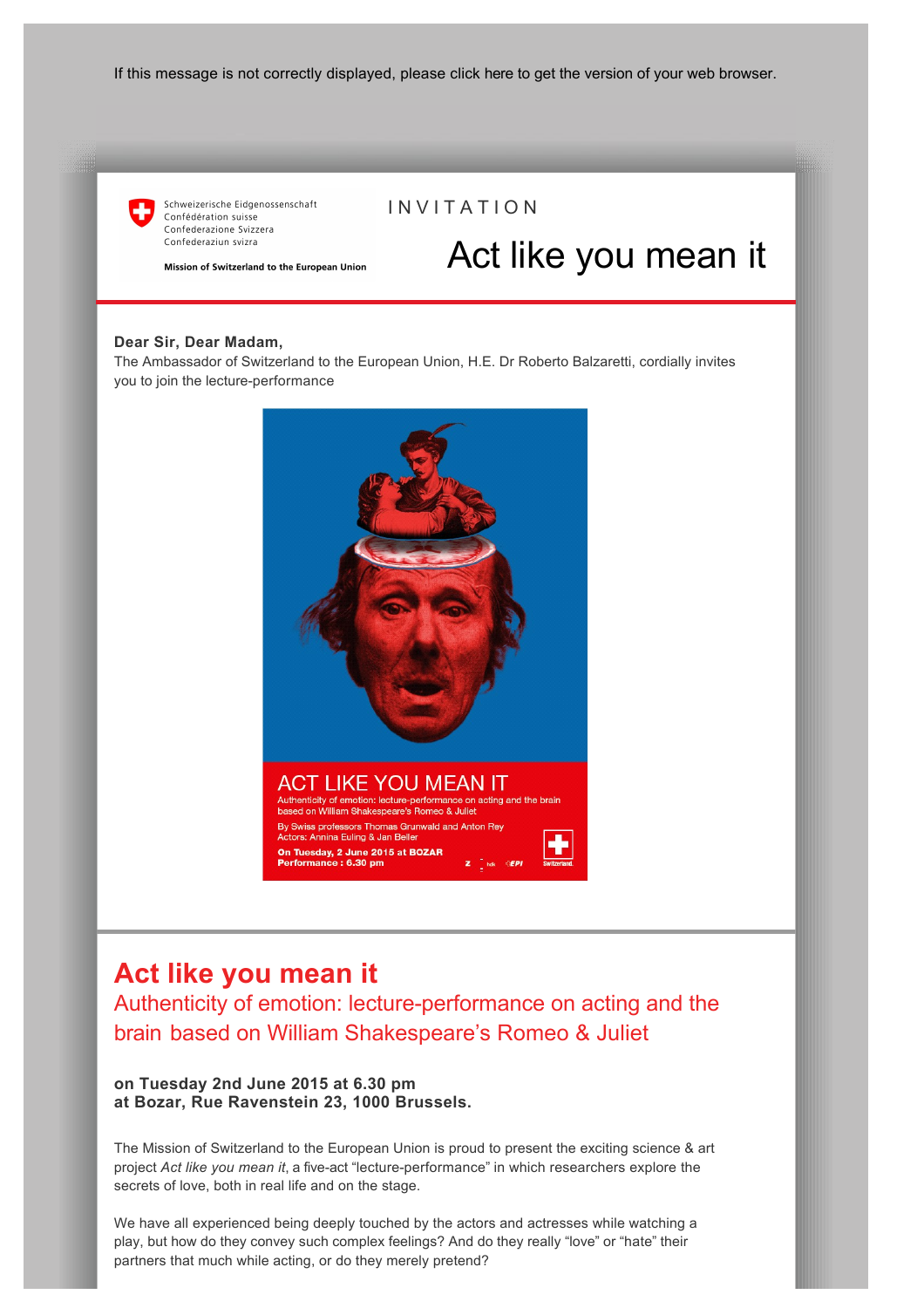If this message is not correctly displayed, please click here to get the version of your web browser.

Schweizerische Eidgenossenschaft
Confédération suisse
Confederazione Svizzera
Confederaziun svizra

**Mission of Switzerland to the European Union**

INVITATION

# Act like you mean it

**Dear Sir, Dear Madam,**
The Ambassador of Switzerland to the European Union, H.E. Dr Roberto Balzaretti, cordially invites you to join the lecture-performance

ACT LIKE YOU MEAN IT
Authenticity of emotion: lecture-performance on acting and the brain based on William Shakespeare's Romeo & Juliet
By Swiss professors Thomas Grunwald and Anton Rey
Actors: Annina Euling & Jan Beller
**On Tuesday, 2 June 2015 at BOZAR**
**Performance : 6.30 pm**

## Act like you mean it

### Authenticity of emotion: lecture-performance on acting and the brain based on William Shakespeare's Romeo & Juliet

**on Tuesday 2nd June 2015 at 6.30 pm**
**at Bozar, Rue Ravenstein 23, 1000 Brussels.**

The Mission of Switzerland to the European Union is proud to present the exciting science & art project *Act like you mean it*, a five-act "lecture-performance" in which researchers explore the secrets of love, both in real life and on the stage.

We have all experienced being deeply touched by the actors and actresses while watching a play, but how do they convey such complex feelings? And do they really "love" or "hate" their partners that much while acting, or do they merely pretend?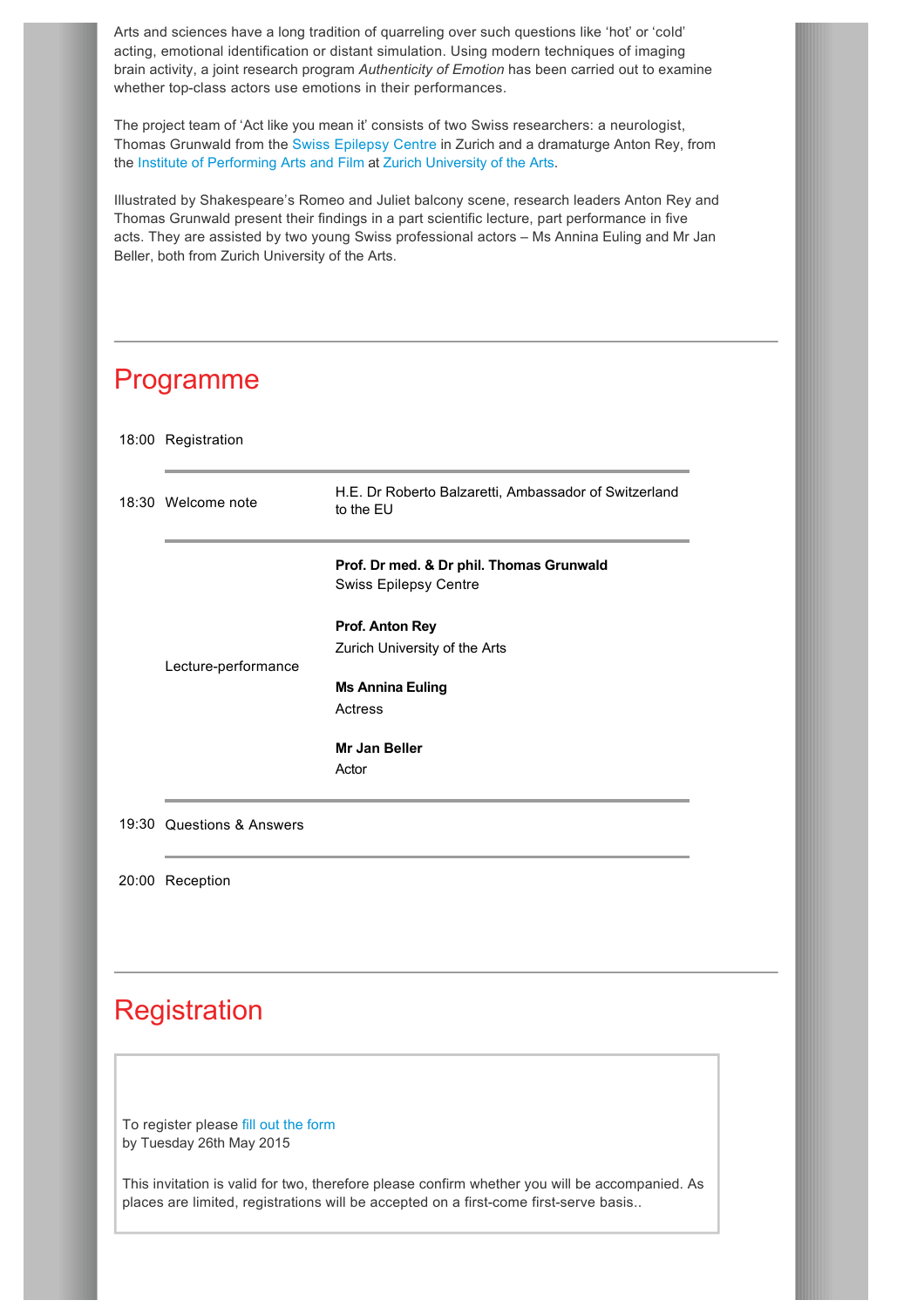Arts and sciences have a long tradition of quarreling over such questions like ‘hot’ or ‘cold’ acting, emotional identification or distant simulation. Using modern techniques of imaging brain activity, a joint research program *Authenticity of Emotion* has been carried out to examine whether top-class actors use emotions in their performances.

The project team of ‘Act like you mean it’ consists of two Swiss researchers: a neurologist, Thomas Grunwald from the Swiss Epilepsy Centre in Zurich and a dramaturge Anton Rey, from the Institute of Performing Arts and Film at Zurich University of the Arts.

Illustrated by Shakespeare’s Romeo and Juliet balcony scene, research leaders Anton Rey and Thomas Grunwald present their findings in a part scientific lecture, part performance in five acts. They are assisted by two young Swiss professional actors – Ms Annina Euling and Mr Jan Beller, both from Zurich University of the Arts.

## Programme

| | | |
|---|---|---|
| 18:00 | Registration | |
| 18:30 | Welcome note | H.E. Dr Roberto Balzaretti, Ambassador of Switzerland to the EU |
| | Lecture-performance | **Prof. Dr med. & Dr phil. Thomas Grunwald** Swiss Epilepsy Centre<br>**Prof. Anton Rey** Zurich University of the Arts<br>**Ms Annina Euling** Actress<br>**Mr Jan Beller** Actor |
| 19:30 | Questions & Answers | |
| 20:00 | Reception | |

## Registration

To register please fill out the form by Tuesday 26th May 2015

This invitation is valid for two, therefore please confirm whether you will be accompanied. As places are limited, registrations will be accepted on a first-come first-serve basis..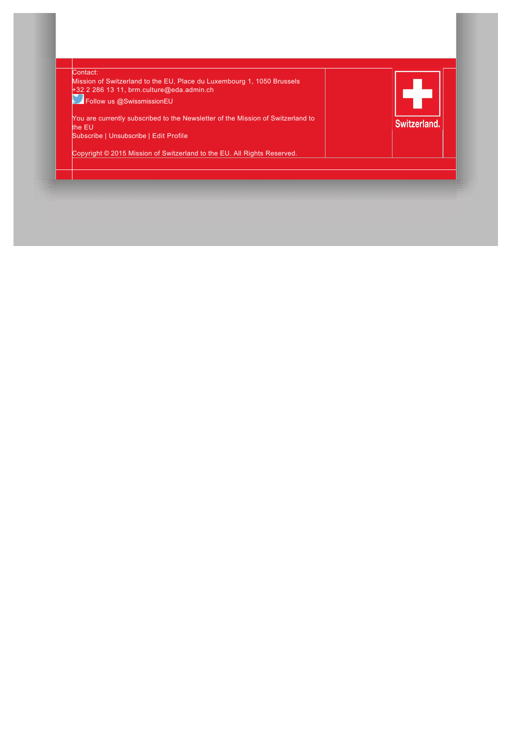Contact:
Mission of Switzerland to the EU, Place du Luxembourg 1, 1050 Brussels
+32 2 286 13 11, brm.culture@eda.admin.ch
Follow us @SwissmissionEU

You are currently subscribed to the Newsletter of the Mission of Switzerland to the EU
Subscribe | Unsubscribe | Edit Profile

Copyright © 2015 Mission of Switzerland to the EU. All Rights Reserved.

Switzerland.